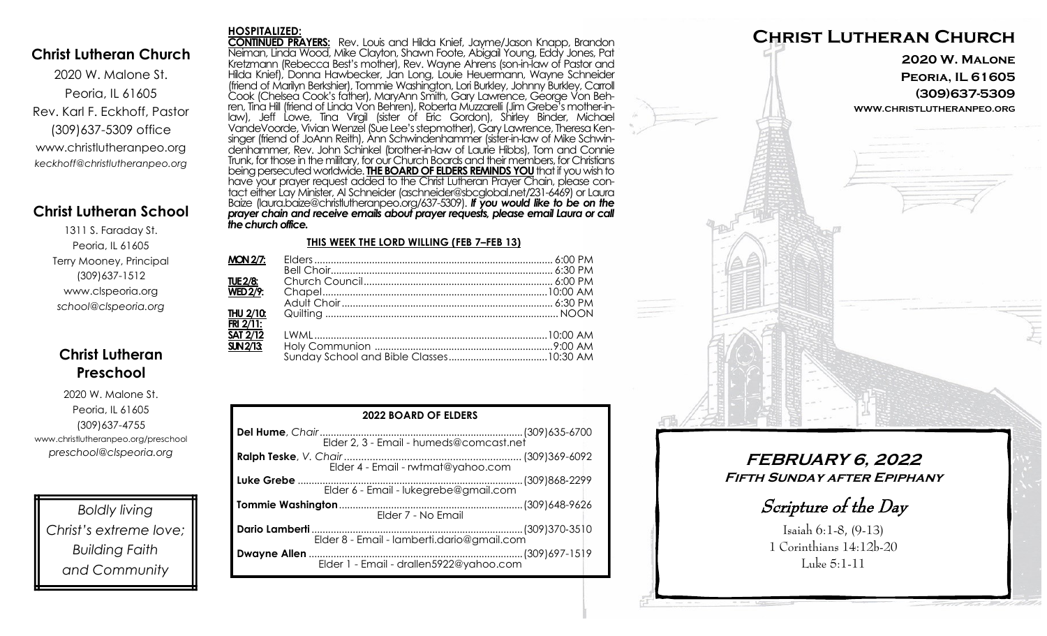## Christ Lutheran Church

2020 W. Malone St.
Peoria, IL 61605
Rev. Karl F. Eckhoff, Pastor
(309)637-5309 office
www.christlutheranpeo.org
*keckhoff@christlutheranpeo.org*

## Christ Lutheran School

1311 S. Faraday St.
Peoria, IL 61605
Terry Mooney, Principal
(309)637-1512
www.clspeoria.org
*school@clspeoria.org*

## Christ Lutheran Preschool

2020 W. Malone St.
Peoria, IL 61605
(309)637-4755
www.christlutheranpeo.org/preschool
*preschool@clspeoria.org*

*Boldly living Christ's extreme love; Building Faith and Community*

**HOSPITALIZED:**

**CONTINUED PRAYERS:** Rev. Louis and Hilda Knief, Jayme/Jason Knapp, Brandon Neiman, Linda Wood, Mike Clayton, Shawn Foote, Abigail Young, Eddy Jones, Pat Kretzmann (Rebecca Best's mother), Rev. Wayne Ahrens (son-in-law of Pastor and Hilda Knief), Donna Hawbecker, Jan Long, Louie Heuermann, Wayne Schneider (friend of Marilyn Berkshier), Tommie Washington, Lori Burkley, Johnny Burkley, Carroll Cook (Chelsea Cook's father), MaryAnn Smith, Gary Lawrence, George Von Behren, Tina Hill (friend of Linda Von Behren), Roberta Muzzarelli (Jim Grebe's mother-in-law), Jeff Lowe, Tina Virgil (sister of Eric Gordon), Shirley Binder, Michael VandeVoorde, Vivian Wenzel (Sue Lee's stepmother), Gary Lawrence, Theresa Kensinger (friend of JoAnn Reith), Ann Schwindenhammer (sister-in-law of Mike Schwindenhammer, Rev. John Schinkel (brother-in-law of Laurie Hibbs), Tom and Connie Trunk, for those in the military, for our Church Boards and their members, for Christians being persecuted worldwide. **THE BOARD OF ELDERS REMINDS YOU** that if you wish to have your prayer request added to the Christ Lutheran Prayer Chain, please contact either Lay Minister, Al Schneider (aschneider@sbcglobal.net/231-6469) or Laura Baize (laura.baize@christlutheranpeo.org/637-5309). ***If you would like to be on the prayer chain and receive emails about prayer requests, please email Laura or call the church office.***

**THIS WEEK THE LORD WILLING (FEB 7–FEB 13)**

| | | |
|---|---|---|
| **MON 2/7:** | Elders | 6:00 PM |
| | Bell Choir | 6:30 PM |
| **TUE 2/8:** | Church Council | 6:00 PM |
| **WED 2/9:** | Chapel | 10:00 AM |
| | Adult Choir | 6:30 PM |
| **THU 2/10:** | Quilting | NOON |
| **FRI 2/11:** | | |
| **SAT 2/12** | LWML | 10:00 AM |
| **SUN 2/13:** | Holy Communion | 9:00 AM |
| | Sunday School and Bible Classes | 10:30 AM |

**2022 BOARD OF ELDERS**

| Name | Phone |
|---|---|
| **Del Hume**, *Chair* — Elder 2, 3 - Email - humeds@comcast.net | (309)635-6700 |
| **Ralph Teske**, *V. Chair* — Elder 4 - Email - rwtmat@yahoo.com | (309)369-6092 |
| **Luke Grebe** — Elder 6 - Email - lukegrebe@gmail.com | (309)868-2299 |
| **Tommie Washington** — Elder 7 - No Email | (309)648-9626 |
| **Dario Lamberti** — Elder 8 - Email - lamberti.dario@gmail.com | (309)370-3510 |
| **Dwayne Allen** — Elder 1 - Email - drallen5922@yahoo.com | (309)697-1519 |

# Christ Lutheran Church

**2020 W. Malone**
**Peoria, IL 61605**
**(309)637-5309**
**www.christlutheranpeo.org**

## FEBRUARY 6, 2022
### Fifth Sunday after Epiphany

## Scripture of the Day

Isaiah 6:1-8, (9-13)
1 Corinthians 14:12b-20
Luke 5:1-11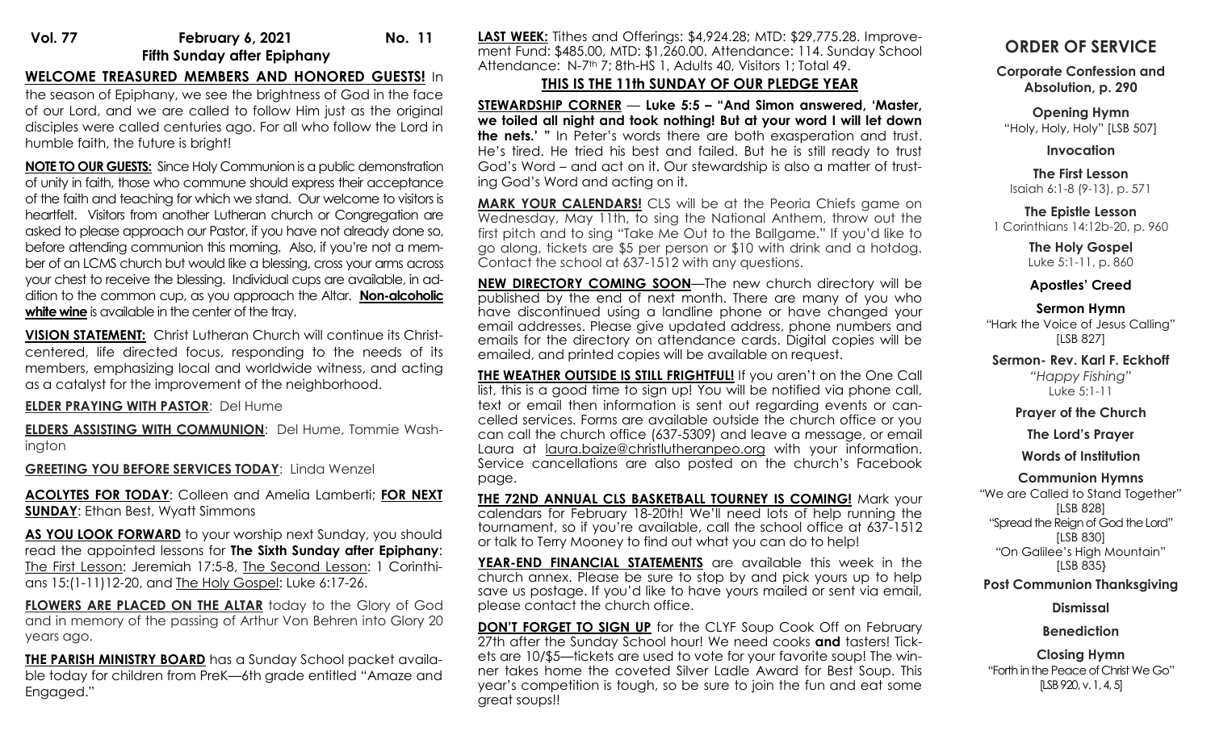**Vol. 77** **February 6, 2021** **No. 11**

**Fifth Sunday after Epiphany**

**WELCOME TREASURED MEMBERS AND HONORED GUESTS!** In the season of Epiphany, we see the brightness of God in the face of our Lord, and we are called to follow Him just as the original disciples were called centuries ago. For all who follow the Lord in humble faith, the future is bright!

**NOTE TO OUR GUESTS:** Since Holy Communion is a public demonstration of unity in faith, those who commune should express their acceptance of the faith and teaching for which we stand. Our welcome to visitors is heartfelt. Visitors from another Lutheran church or Congregation are asked to please approach our Pastor, if you have not already done so, before attending communion this morning. Also, if you're not a member of an LCMS church but would like a blessing, cross your arms across your chest to receive the blessing. Individual cups are available, in addition to the common cup, as you approach the Altar. **Non-alcoholic white wine** is available in the center of the tray.

**VISION STATEMENT:** Christ Lutheran Church will continue its Christ-centered, life directed focus, responding to the needs of its members, emphasizing local and worldwide witness, and acting as a catalyst for the improvement of the neighborhood.

**ELDER PRAYING WITH PASTOR**: Del Hume

**ELDERS ASSISTING WITH COMMUNION**: Del Hume, Tommie Washington

**GREETING YOU BEFORE SERVICES TODAY**: Linda Wenzel

**ACOLYTES FOR TODAY**: Colleen and Amelia Lamberti; **FOR NEXT SUNDAY**: Ethan Best, Wyatt Simmons

**AS YOU LOOK FORWARD** to your worship next Sunday, you should read the appointed lessons for **The Sixth Sunday after Epiphany**: The First Lesson: Jeremiah 17:5-8, The Second Lesson: 1 Corinthians 15:(1-11)12-20, and The Holy Gospel: Luke 6:17-26.

**FLOWERS ARE PLACED ON THE ALTAR** today to the Glory of God and in memory of the passing of Arthur Von Behren into Glory 20 years ago.

**THE PARISH MINISTRY BOARD** has a Sunday School packet available today for children from PreK—6th grade entitled "Amaze and Engaged."

**LAST WEEK:** Tithes and Offerings: $4,924.28; MTD: $29,775.28. Improvement Fund: $485.00, MTD: $1,260.00. Attendance: 114. Sunday School Attendance: N-7th 7; 8th-HS 1, Adults 40, Visitors 1; Total 49.

## THIS IS THE 11th SUNDAY OF OUR PLEDGE YEAR

**STEWARDSHIP CORNER** — **Luke 5:5 – "And Simon answered, 'Master, we toiled all night and took nothing! But at your word I will let down the nets.' "** In Peter's words there are both exasperation and trust. He's tired. He tried his best and failed. But he is still ready to trust God's Word – and act on it. Our stewardship is also a matter of trusting God's Word and acting on it.

**MARK YOUR CALENDARS!** CLS will be at the Peoria Chiefs game on Wednesday, May 11th, to sing the National Anthem, throw out the first pitch and to sing "Take Me Out to the Ballgame." If you'd like to go along, tickets are $5 per person or $10 with drink and a hotdog. Contact the school at 637-1512 with any questions.

**NEW DIRECTORY COMING SOON**—The new church directory will be published by the end of next month. There are many of you who have discontinued using a landline phone or have changed your email addresses. Please give updated address, phone numbers and emails for the directory on attendance cards. Digital copies will be emailed, and printed copies will be available on request.

**THE WEATHER OUTSIDE IS STILL FRIGHTFUL!** If you aren't on the One Call list, this is a good time to sign up! You will be notified via phone call, text or email then information is sent out regarding events or cancelled services. Forms are available outside the church office or you can call the church office (637-5309) and leave a message, or email Laura at laura.baize@christlutheranpeo.org with your information. Service cancellations are also posted on the church's Facebook page.

**THE 72ND ANNUAL CLS BASKETBALL TOURNEY IS COMING!** Mark your calendars for February 18-20th! We'll need lots of help running the tournament, so if you're available, call the school office at 637-1512 or talk to Terry Mooney to find out what you can do to help!

**YEAR-END FINANCIAL STATEMENTS** are available this week in the church annex. Please be sure to stop by and pick yours up to help save us postage. If you'd like to have yours mailed or sent via email, please contact the church office.

**DON'T FORGET TO SIGN UP** for the CLYF Soup Cook Off on February 27th after the Sunday School hour! We need cooks **and** tasters! Tickets are 10/$5—tickets are used to vote for your favorite soup! The winner takes home the coveted Silver Ladle Award for Best Soup. This year's competition is tough, so be sure to join the fun and eat some great soups!!

# ORDER OF SERVICE

**Corporate Confession and Absolution, p. 290**

**Opening Hymn**
"Holy, Holy, Holy" [LSB 507]

**Invocation**

**The First Lesson**
Isaiah 6:1-8 (9-13), p. 571

**The Epistle Lesson**
1 Corinthians 14:12b-20, p. 960

**The Holy Gospel**
Luke 5:1-11, p. 860

**Apostles' Creed**

**Sermon Hymn**
"Hark the Voice of Jesus Calling" [LSB 827]

**Sermon- Rev. Karl F. Eckhoff**
*"Happy Fishing"*
Luke 5:1-11

**Prayer of the Church**

**The Lord's Prayer**

**Words of Institution**

**Communion Hymns**
"We are Called to Stand Together" [LSB 828]
"Spread the Reign of God the Lord" [LSB 830]
"On Galilee's High Mountain" [LSB 835}

**Post Communion Thanksgiving**

**Dismissal**

**Benediction**

**Closing Hymn**
"Forth in the Peace of Christ We Go" [LSB 920, v. 1, 4, 5]